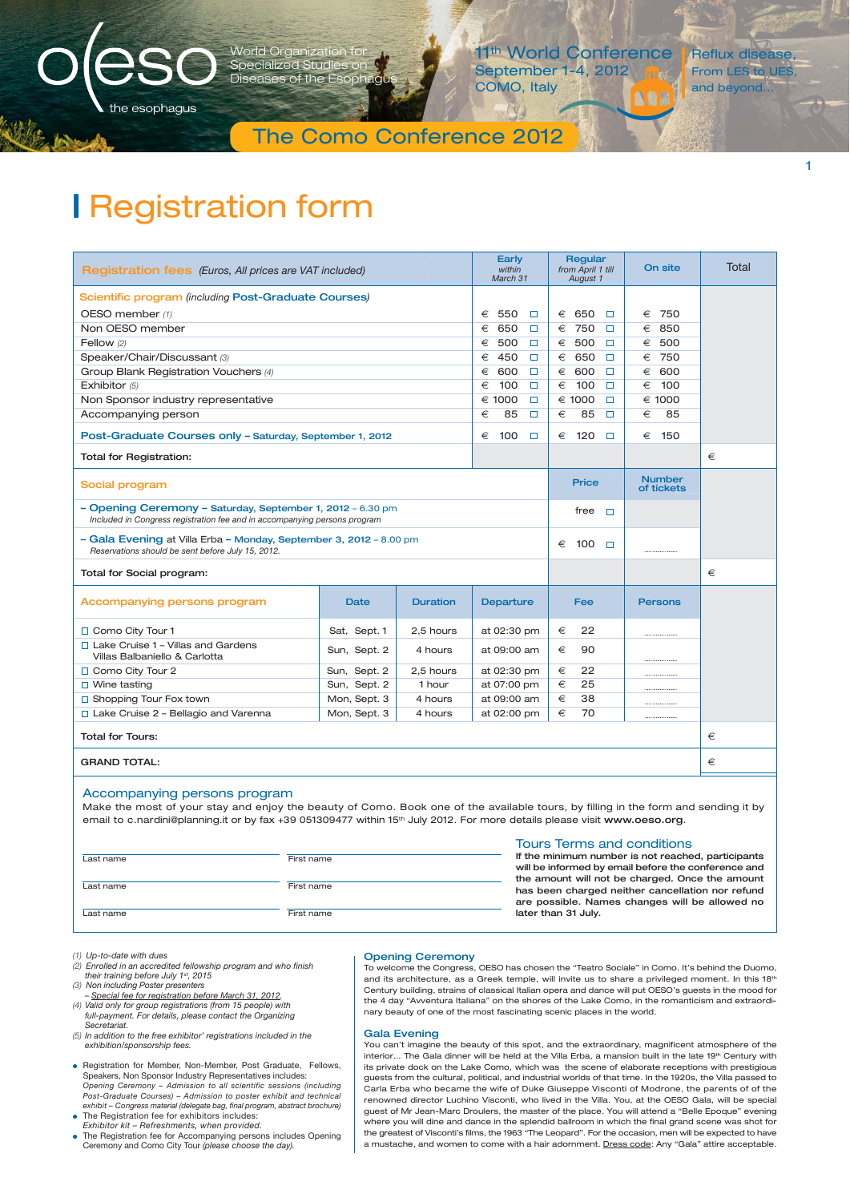oeso the esophagus

World Organization for Specialized Studies on Diseases of the Esophagus

11th World Conference September 1-4, 2012 COMO, Italy

Reflux disease, From LES to UES, and beyond...

The Como Conference 2012

# Registration form

| Registration fees *(Euros, All prices are VAT included)* | Early *within March 31* | Regular *from April 1 till August 1* | On site | Total |
|---|---|---|---|---|
| **Scientific program** *(including* **Post-Graduate Courses***)* | | | | |
| OESO member *(1)* | € 550 ☐ | € 650 ☐ | € 750 | |
| Non OESO member | € 650 ☐ | € 750 ☐ | € 850 | |
| Fellow *(2)* | € 500 ☐ | € 500 ☐ | € 500 | |
| Speaker/Chair/Discussant *(3)* | € 450 ☐ | € 650 ☐ | € 750 | |
| Group Blank Registration Vouchers *(4)* | € 600 ☐ | € 600 ☐ | € 600 | |
| Exhibitor *(5)* | € 100 ☐ | € 100 ☐ | € 100 | |
| Non Sponsor industry representative | € 1000 ☐ | € 1000 ☐ | € 1000 | |
| Accompanying person | € 85 ☐ | € 85 ☐ | € 85 | |
| **Post-Graduate Courses only – Saturday, September 1, 2012** | € 100 ☐ | € 120 ☐ | € 150 | |
| **Total for Registration:** | | | | € |

| Social program | Price | Number of tickets | |
|---|---|---|---|
| **– Opening Ceremony – Saturday, September 1, 2012** – 6.30 pm *Included in Congress registration fee and in accompanying persons program* | free ☐ | | |
| **– Gala Evening** at Villa Erba **– Monday, September 3, 2012** – 8.00 pm *Reservations should be sent before July 15, 2012.* | € 100 ☐ | ........... | |
| **Total for Social program:** | | | € |

| Accompanying persons program | Date | Duration | Departure | Fee | Persons | |
|---|---|---|---|---|---|---|
| ☐ Como City Tour 1 | Sat, Sept. 1 | 2,5 hours | at 02:30 pm | € 22 | ........... | |
| ☐ Lake Cruise 1 – Villas and Gardens Villas Balbaniello & Carlotta | Sun, Sept. 2 | 4 hours | at 09:00 am | € 90 | ........... | |
| ☐ Como City Tour 2 | Sun, Sept. 2 | 2,5 hours | at 02:30 pm | € 22 | ........... | |
| ☐ Wine tasting | Sun, Sept. 2 | 1 hour | at 07:00 pm | € 25 | ........... | |
| ☐ Shopping Tour Fox town | Mon, Sept. 3 | 4 hours | at 09:00 am | € 38 | ........... | |
| ☐ Lake Cruise 2 – Bellagio and Varenna | Mon, Sept. 3 | 4 hours | at 02:00 pm | € 70 | ........... | |
| **Total for Tours:** | | | | | | € |
| **GRAND TOTAL:** | | | | | | € |

## Accompanying persons program

Make the most of your stay and enjoy the beauty of Como. Book one of the available tours, by filling in the form and sending it by email to c.nardini@planning.it or by fax +39 051309477 within 15th July 2012. For more details please visit **www.oeso.org**.

| Last name | First name |
|---|---|
| Last name | First name |
| Last name | First name |

### Tours Terms and conditions

**If the minimum number is not reached, participants will be informed by email before the conference and the amount will not be charged. Once the amount has been charged neither cancellation nor refund are possible. Names changes will be allowed no later than 31 July.**

*(1) Up-to-date with dues*
*(2) Enrolled in an accredited fellowship program and who finish their training before July 1st, 2015*
*(3) Non including Poster presenters*
*– Special fee for registration before March 31, 2012.*
*(4) Valid only for group registrations (from 15 people) with full-payment. For details, please contact the Organizing Secretariat.*
*(5) In addition to the free exhibitor' registrations included in the exhibition/sponsorship fees.*

- Registration for Member, Non-Member, Post Graduate, Fellows, Speakers, Non Sponsor Industry Representatives includes: *Opening Ceremony – Admission to all scientific sessions (including Post-Graduate Courses) – Admission to poster exhibit and technical exhibit – Congress material (delegate bag, final program, abstract brochure)*
- The Registration fee for exhibitors includes: *Exhibitor kit – Refreshments, when provided.*
- The Registration fee for Accompanying persons includes Opening Ceremony and Como City Tour *(please choose the day).*

### Opening Ceremony

To welcome the Congress, OESO has chosen the "Teatro Sociale" in Como. It's behind the Duomo, and its architecture, as a Greek temple, will invite us to share a privileged moment. In this 18th Century building, strains of classical Italian opera and dance will put OESO's guests in the mood for the 4 day "Avventura Italiana" on the shores of the Lake Como, in the romanticism and extraordinary beauty of one of the most fascinating scenic places in the world.

### Gala Evening

You can't imagine the beauty of this spot, and the extraordinary, magnificent atmosphere of the interior… The Gala dinner will be held at the Villa Erba, a mansion built in the late 19th Century with its private dock on the Lake Como, which was the scene of elaborate receptions with prestigious guests from the cultural, political, and industrial worlds of that time. In the 1920s, the Villa passed to Carla Erba who became the wife of Duke Giuseppe Visconti of Modrone, the parents of of the renowned director Luchino Visconti, who lived in the Villa. You, at the OESO Gala, will be special guest of Mr Jean-Marc Droulers, the master of the place. You will attend a "Belle Epoque" evening where you will dine and dance in the splendid ballroom in which the final grand scene was shot for the greatest of Visconti's films, the 1963 "The Leopard". For the occasion, men will be expected to have a mustache, and women to come with a hair adornment. Dress code: Any "Gala" attire acceptable.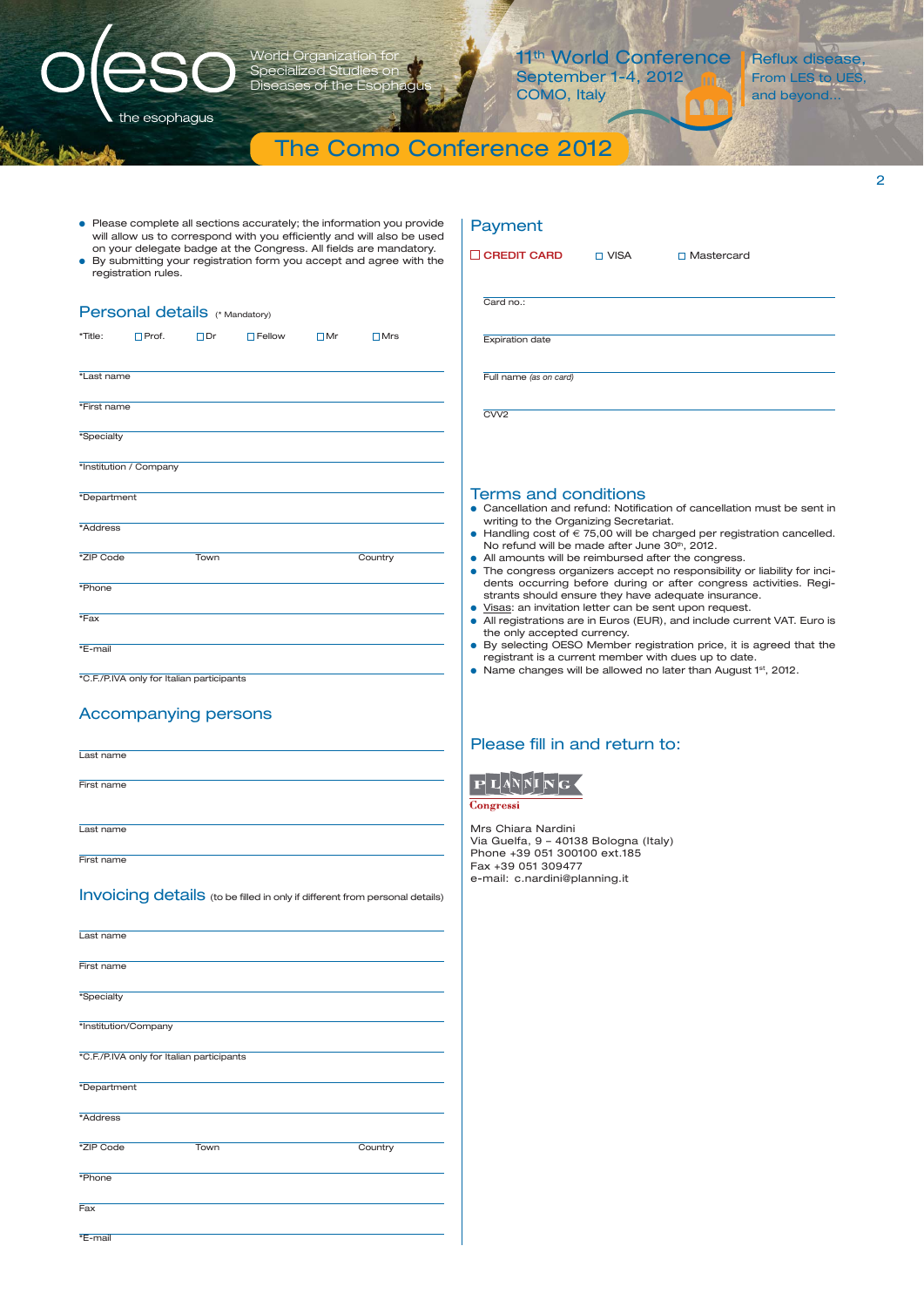# The Como Conference 2012

oeso — the esophagus
World Organization for Specialized Studies on Diseases of the Esophagus

11th World Conference
September 1-4, 2012
COMO, Italy

Reflux disease,
From LES to UES,
and beyond...

- Please complete all sections accurately; the information you provide will allow us to correspond with you efficiently and will also be used on your delegate badge at the Congress. All fields are mandatory.
- By submitting your registration form you accept and agree with the registration rules.

## Personal details (* Mandatory)

*Title: ☐ Prof. ☐ Dr ☐ Fellow ☐ Mr ☐ Mrs

*Last name

*First name

*Specialty

*Institution / Company

*Department

*Address

*ZIP Code Town Country

*Phone

*Fax

*E-mail

*C.F./P.IVA only for Italian participants

## Accompanying persons

Last name

First name

Last name

First name

## Invoicing details (to be filled in only if different from personal details)

Last name

First name

*Specialty

*Institution/Company

*C.F./P.IVA only for Italian participants

*Department

*Address

*ZIP Code Town Country

*Phone

Fax

*E-mail

## Payment

☐ CREDIT CARD ☐ VISA ☐ Mastercard

Card no.:

Expiration date

Full name *(as on card)*

CVV2

## Terms and conditions

- Cancellation and refund: Notification of cancellation must be sent in writing to the Organizing Secretariat.
- Handling cost of € 75,00 will be charged per registration cancelled. No refund will be made after June 30th, 2012.
- All amounts will be reimbursed after the congress.
- The congress organizers accept no responsibility or liability for incidents occurring before during or after congress activities. Registrants should ensure they have adequate insurance.
- Visas: an invitation letter can be sent upon request.
- All registrations are in Euros (EUR), and include current VAT. Euro is the only accepted currency.
- By selecting OESO Member registration price, it is agreed that the registrant is a current member with dues up to date.
- Name changes will be allowed no later than August 1st, 2012.

## Please fill in and return to:

PLANNING Congressi

Mrs Chiara Nardini
Via Guelfa, 9 – 40138 Bologna (Italy)
Phone +39 051 300100 ext.185
Fax +39 051 309477
e-mail: c.nardini@planning.it